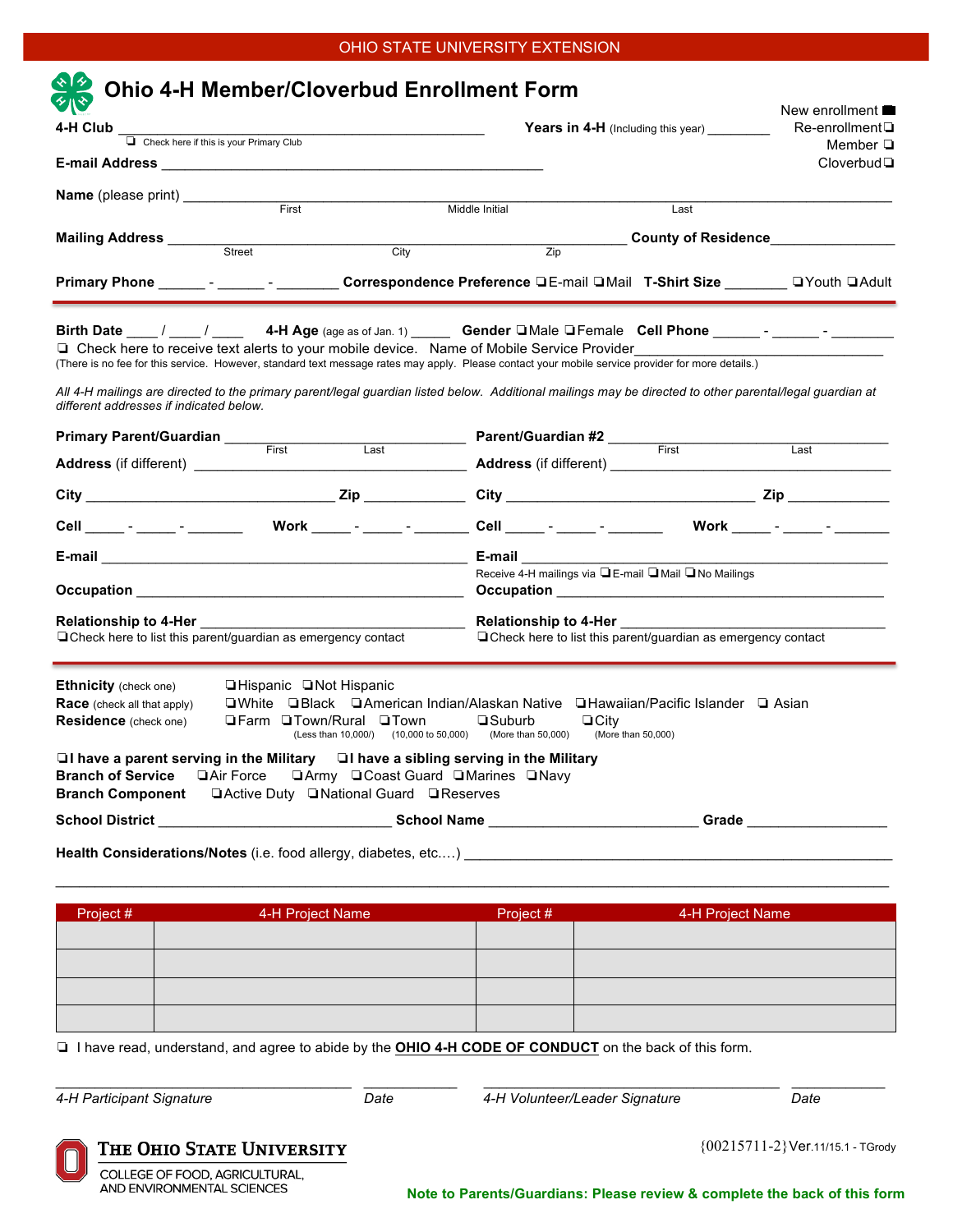OHIO STATE UNIVERSITY EXTENSION

# Ohio 4-H Member/Cloverbud Enrollment Form

New enrollment ■
Re-enrollment ❑
Member ❑
Cloverbud ❑

**4-H Club** ______________________________ **Years in 4-H** (Including this year) ________

❑ Check here if this is your Primary Club

**E-mail Address** ______________________________

**Name** (please print) ______________________________
First Middle Initial Last

**Mailing Address** ______________________________ **County of Residence** ________________
Street City Zip

**Primary Phone** ______ - ______ - ________ **Correspondence Preference** ❑E-mail ❑Mail **T-Shirt Size** ________ ❑Youth ❑Adult

**Birth Date** ____ / ____ / ____ **4-H Age** (age as of Jan. 1) ______ **Gender** ❑Male ❑Female **Cell Phone** ______ - ______ - ________

❑ Check here to receive text alerts to your mobile device. Name of Mobile Service Provider______________________________

(There is no fee for this service. However, standard text message rates may apply. Please contact your mobile service provider for more details.)

*All 4-H mailings are directed to the primary parent/legal guardian listed below. Additional mailings may be directed to other parental/legal guardian at different addresses if indicated below.*

**Primary Parent/Guardian** ______________________________
First Last

**Address** (if different) ______________________________

**City** ______________________________ **Zip** ____________

**Cell** _____ - _____ - _______ **Work** _____ - _____ - _______

**E-mail** ______________________________

**Occupation** ______________________________

**Relationship to 4-Her** ______________________________

❑Check here to list this parent/guardian as emergency contact

**Parent/Guardian #2** ______________________________
First Last

**Address** (if different) ______________________________

**City** ______________________________ **Zip** ____________

**Cell** _____ - _____ - _______ **Work** _____ - _____ - _______

**E-mail** ______________________________

Receive 4-H mailings via ❑E-mail ❑Mail ❑No Mailings

**Occupation** ______________________________

**Relationship to 4-Her** ______________________________

❑Check here to list this parent/guardian as emergency contact

**Ethnicity** (check one) ❑Hispanic ❑Not Hispanic

**Race** (check all that apply) ❑White ❑Black ❑American Indian/Alaskan Native ❑Hawaiian/Pacific Islander ❑ Asian

**Residence** (check one) ❑Farm ❑Town/Rural (Less than 10,000/) ❑Town (10,000 to 50,000) ❑Suburb (More than 50,000) ❑City (More than 50,000)

❑**I have a parent serving in the Military** ❑**I have a sibling serving in the Military**

**Branch of Service** ❑Air Force ❑Army ❑Coast Guard ❑Marines ❑Navy

**Branch Component** ❑Active Duty ❑National Guard ❑Reserves

**School District** ______________________ **School Name** ______________________ **Grade** ________________

**Health Considerations/Notes** (i.e. food allergy, diabetes, etc.…) ______________________________

______________________________________________________________________________

| Project # | 4-H Project Name | Project # | 4-H Project Name |
|---|---|---|---|
| | | | |
| | | | |
| | | | |
| | | | |

❑ I have read, understand, and agree to abide by the **OHIO 4-H CODE OF CONDUCT** on the back of this form.

______________________ ________ ______________________ ________
*4-H Participant Signature* *Date* *4-H Volunteer/Leader Signature* *Date*

THE OHIO STATE UNIVERSITY
COLLEGE OF FOOD, AGRICULTURAL, AND ENVIRONMENTAL SCIENCES

{00215711-2}Ver.11/15.1 - TGrody

**Note to Parents/Guardians: Please review & complete the back of this form**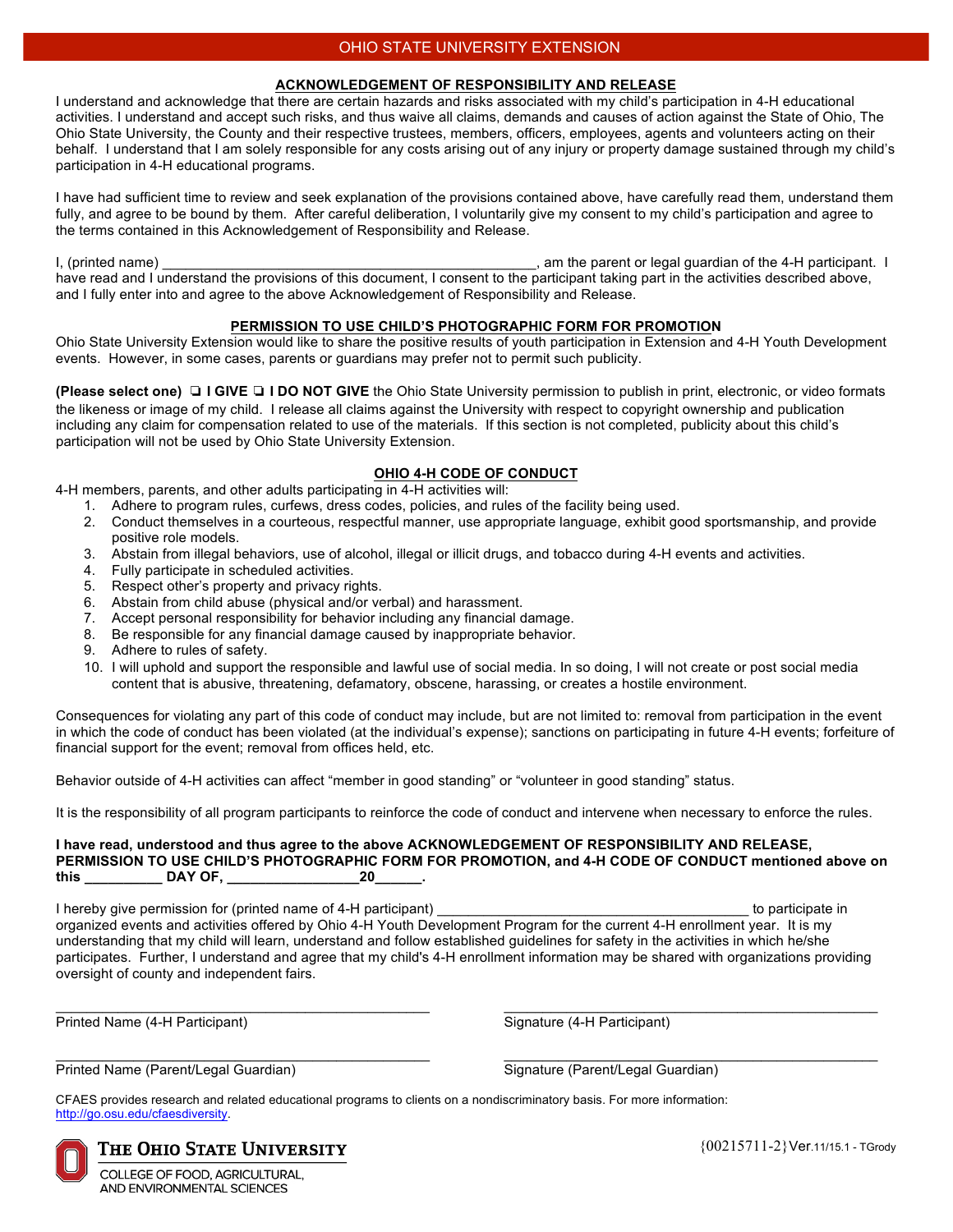OHIO STATE UNIVERSITY EXTENSION

## ACKNOWLEDGEMENT OF RESPONSIBILITY AND RELEASE

I understand and acknowledge that there are certain hazards and risks associated with my child's participation in 4-H educational activities. I understand and accept such risks, and thus waive all claims, demands and causes of action against the State of Ohio, The Ohio State University, the County and their respective trustees, members, officers, employees, agents and volunteers acting on their behalf. I understand that I am solely responsible for any costs arising out of any injury or property damage sustained through my child's participation in 4-H educational programs.

I have had sufficient time to review and seek explanation of the provisions contained above, have carefully read them, understand them fully, and agree to be bound by them. After careful deliberation, I voluntarily give my consent to my child's participation and agree to the terms contained in this Acknowledgement of Responsibility and Release.

I, (printed name) _______________________________________________, am the parent or legal guardian of the 4-H participant. I have read and I understand the provisions of this document, I consent to the participant taking part in the activities described above, and I fully enter into and agree to the above Acknowledgement of Responsibility and Release.

## PERMISSION TO USE CHILD'S PHOTOGRAPHIC FORM FOR PROMOTION

Ohio State University Extension would like to share the positive results of youth participation in Extension and 4-H Youth Development events. However, in some cases, parents or guardians may prefer not to permit such publicity.

**(Please select one) ❏ I GIVE ❏ I DO NOT GIVE** the Ohio State University permission to publish in print, electronic, or video formats the likeness or image of my child. I release all claims against the University with respect to copyright ownership and publication including any claim for compensation related to use of the materials. If this section is not completed, publicity about this child's participation will not be used by Ohio State University Extension.

## OHIO 4-H CODE OF CONDUCT

4-H members, parents, and other adults participating in 4-H activities will:

1. Adhere to program rules, curfews, dress codes, policies, and rules of the facility being used.
2. Conduct themselves in a courteous, respectful manner, use appropriate language, exhibit good sportsmanship, and provide positive role models.
3. Abstain from illegal behaviors, use of alcohol, illegal or illicit drugs, and tobacco during 4-H events and activities.
4. Fully participate in scheduled activities.
5. Respect other's property and privacy rights.
6. Abstain from child abuse (physical and/or verbal) and harassment.
7. Accept personal responsibility for behavior including any financial damage.
8. Be responsible for any financial damage caused by inappropriate behavior.
9. Adhere to rules of safety.
10. I will uphold and support the responsible and lawful use of social media. In so doing, I will not create or post social media content that is abusive, threatening, defamatory, obscene, harassing, or creates a hostile environment.

Consequences for violating any part of this code of conduct may include, but are not limited to: removal from participation in the event in which the code of conduct has been violated (at the individual's expense); sanctions on participating in future 4-H events; forfeiture of financial support for the event; removal from offices held, etc.

Behavior outside of 4-H activities can affect "member in good standing" or "volunteer in good standing" status.

It is the responsibility of all program participants to reinforce the code of conduct and intervene when necessary to enforce the rules.

**I have read, understood and thus agree to the above ACKNOWLEDGEMENT OF RESPONSIBILITY AND RELEASE, PERMISSION TO USE CHILD'S PHOTOGRAPHIC FORM FOR PROMOTION, and 4-H CODE OF CONDUCT mentioned above on this __________ DAY OF, ________________20______.**

I hereby give permission for (printed name of 4-H participant) ________________________________________ to participate in organized events and activities offered by Ohio 4-H Youth Development Program for the current 4-H enrollment year. It is my understanding that my child will learn, understand and follow established guidelines for safety in the activities in which he/she participates. Further, I understand and agree that my child's 4-H enrollment information may be shared with organizations providing oversight of county and independent fairs.

_______________________________________________ _______________________________________________
Printed Name (4-H Participant) Signature (4-H Participant)

_______________________________________________ _______________________________________________
Printed Name (Parent/Legal Guardian) Signature (Parent/Legal Guardian)

CFAES provides research and related educational programs to clients on a nondiscriminatory basis. For more information: http://go.osu.edu/cfaesdiversity.

THE OHIO STATE UNIVERSITY
COLLEGE OF FOOD, AGRICULTURAL, AND ENVIRONMENTAL SCIENCES

{00215711-2}Ver.11/15.1 - TGrody